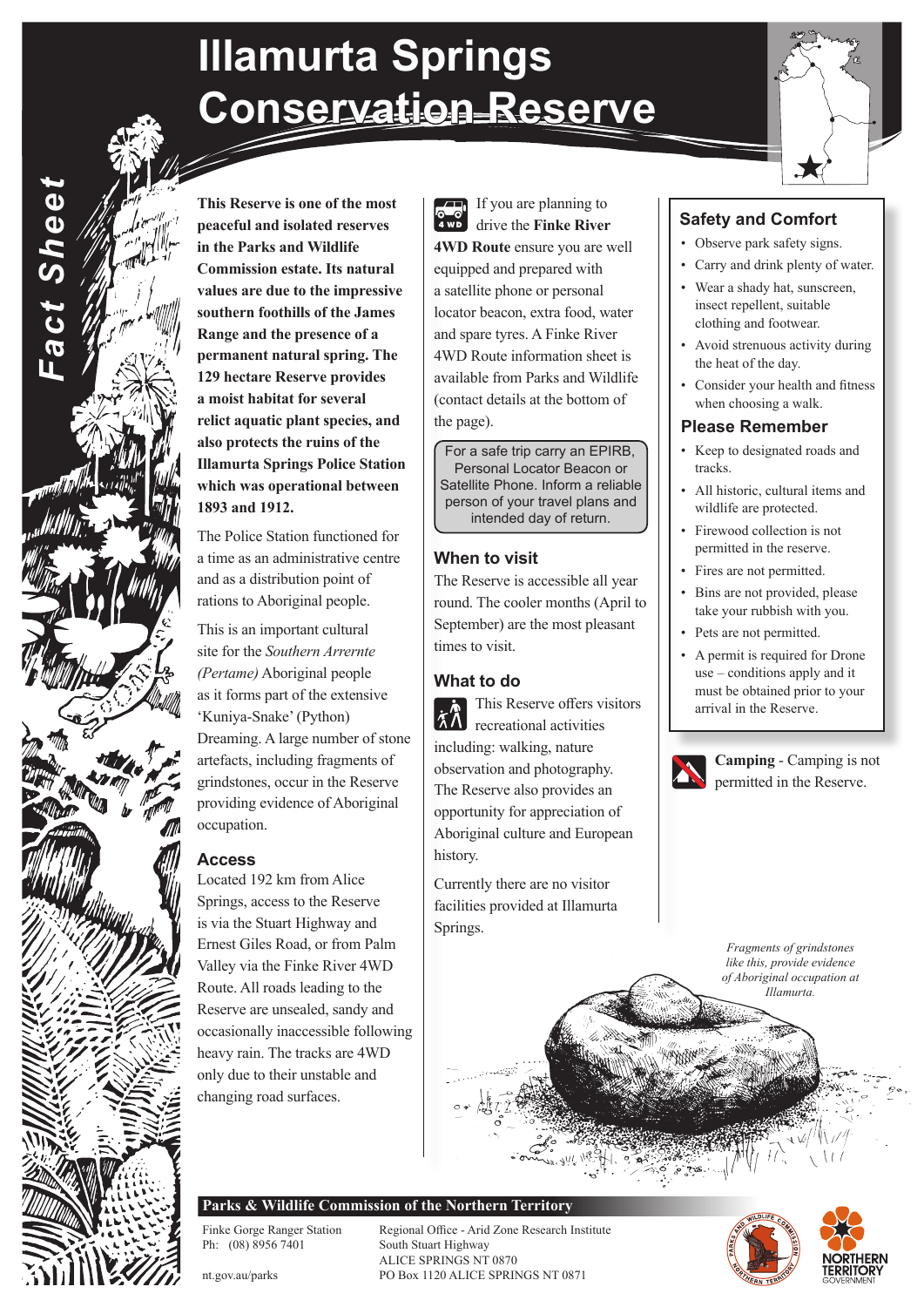# Illamurta Springs Conservation Reserve

Fact Sheet

**This Reserve is one of the most peaceful and isolated reserves in the Parks and Wildlife Commission estate. Its natural values are due to the impressive southern foothills of the James Range and the presence of a permanent natural spring. The 129 hectare Reserve provides a moist habitat for several relict aquatic plant species, and also protects the ruins of the Illamurta Springs Police Station which was operational between 1893 and 1912.**

The Police Station functioned for a time as an administrative centre and as a distribution point of rations to Aboriginal people.

This is an important cultural site for the *Southern Arrernte (Pertame)* Aboriginal people as it forms part of the extensive 'Kuniya-Snake' (Python) Dreaming. A large number of stone artefacts, including fragments of grindstones, occur in the Reserve providing evidence of Aboriginal occupation.

## Access

Located 192 km from Alice Springs, access to the Reserve is via the Stuart Highway and Ernest Giles Road, or from Palm Valley via the Finke River 4WD Route. All roads leading to the Reserve are unsealed, sandy and occasionally inaccessible following heavy rain. The tracks are 4WD only due to their unstable and changing road surfaces.

If you are planning to drive the **Finke River 4WD Route** ensure you are well equipped and prepared with a satellite phone or personal locator beacon, extra food, water and spare tyres. A Finke River 4WD Route information sheet is available from Parks and Wildlife (contact details at the bottom of the page).

For a safe trip carry an EPIRB, Personal Locator Beacon or Satellite Phone. Inform a reliable person of your travel plans and intended day of return.

## When to visit

The Reserve is accessible all year round. The cooler months (April to September) are the most pleasant times to visit.

## What to do

This Reserve offers visitors recreational activities including: walking, nature observation and photography. The Reserve also provides an opportunity for appreciation of Aboriginal culture and European history.

Currently there are no visitor facilities provided at Illamurta Springs.

## Safety and Comfort

- Observe park safety signs.
- Carry and drink plenty of water.
- Wear a shady hat, sunscreen, insect repellent, suitable clothing and footwear.
- Avoid strenuous activity during the heat of the day.
- Consider your health and fitness when choosing a walk.

## Please Remember

- Keep to designated roads and tracks.
- All historic, cultural items and wildlife are protected.
- Firewood collection is not permitted in the reserve.
- Fires are not permitted.
- Bins are not provided, please take your rubbish with you.
- Pets are not permitted.
- A permit is required for Drone use – conditions apply and it must be obtained prior to your arrival in the Reserve.

**Camping** - Camping is not permitted in the Reserve.

*Fragments of grindstones like this, provide evidence of Aboriginal occupation at Illamurta.*

**Parks & Wildlife Commission of the Northern Territory**

Finke Gorge Ranger Station
Ph: (08) 8956 7401

nt.gov.au/parks

Regional Office - Arid Zone Research Institute
South Stuart Highway
ALICE SPRINGS NT 0870
PO Box 1120 ALICE SPRINGS NT 0871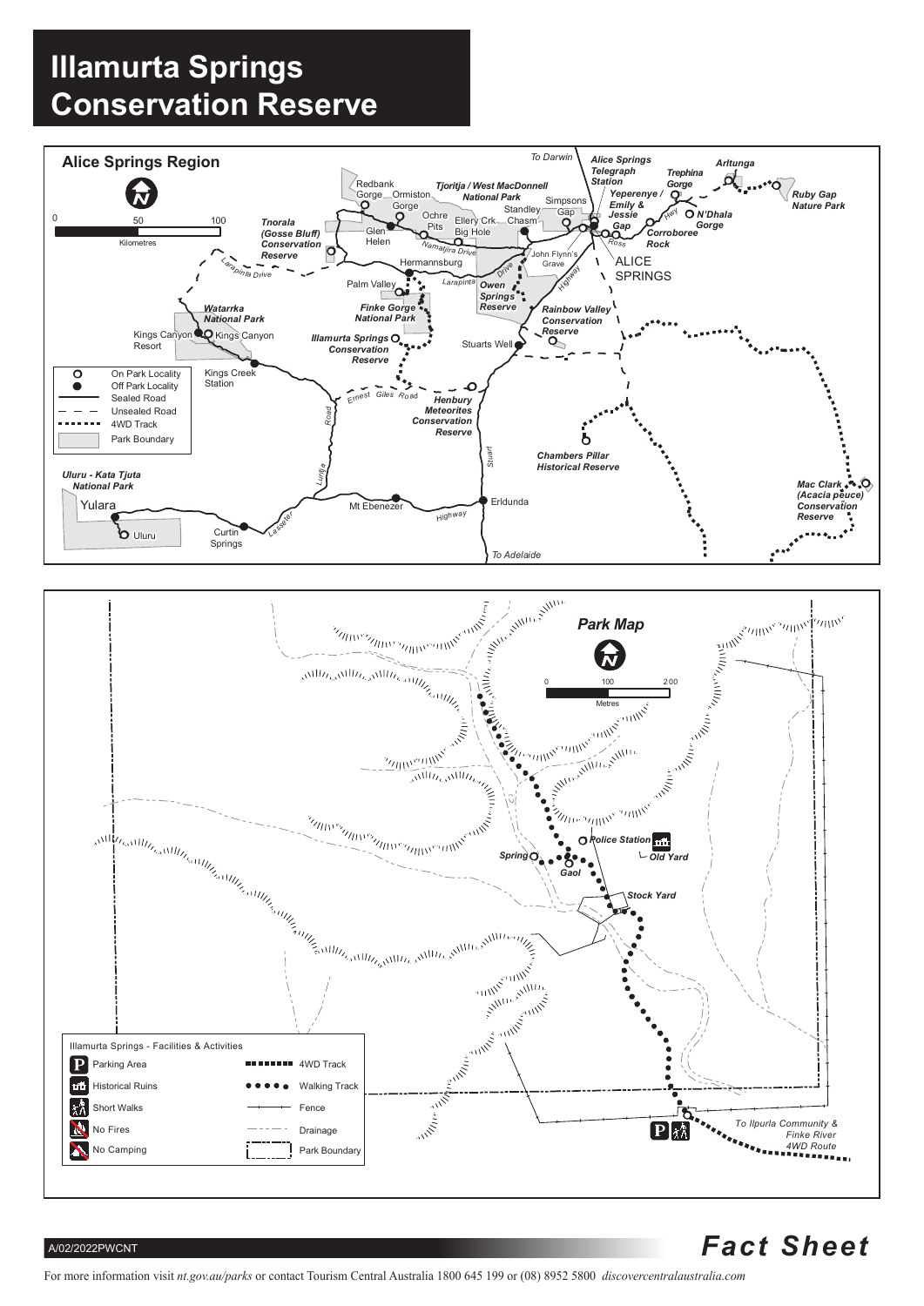# Illamurta Springs Conservation Reserve

## Alice Springs Region

0 50 100
Kilometres

To Darwin
Alice Springs Telegraph Station
Arltunga
Trephina Gorge
Ruby Gap Nature Park
Redbank Gorge
Ormiston Gorge
Tjoritja / West MacDonnell National Park
Simpsons Gap
Yeperenye / Emily & Jessie Gap
N'Dhala Gorge
Corroboree Rock
Tnorala (Gosse Bluff) Conservation Reserve
Glen Helen
Ochre Pits
Ellery Crk Big Hole
Standley Chasm
John Flynn's Grave
ALICE SPRINGS
Hermannsburg
Palm Valley
Owen Springs Reserve
Watarrka National Park
Finke Gorge National Park
Rainbow Valley Conservation Reserve
Kings Canyon Resort
Kings Canyon
Illamurta Springs Conservation Reserve
Stuarts Well
Kings Creek Station
Henbury Meteorites Conservation Reserve
Chambers Pillar Historical Reserve
Uluru - Kata Tjuta National Park
Yulara
Uluru
Curtin Springs
Mt Ebenezer
Erldunda
Mac Clark (Acacia peuce) Conservation Reserve
To Adelaide

Larapinta Drive, Namatjira Drive, Ross Hwy, Stuart Highway, Ernest Giles Road, Luritja Road, Lasseter Highway

- On Park Locality
- Off Park Locality
- Sealed Road
- Unsealed Road
- 4WD Track
- Park Boundary

## Park Map

0 100 200
Metres

Police Station
Old Yard
Spring
Gaol
Stock Yard
To Ilpurla Community & Finke River 4WD Route

Illamurta Springs - Facilities & Activities

- Parking Area
- Historical Ruins
- Short Walks
- No Fires
- No Camping
- 4WD Track
- Walking Track
- Fence
- Drainage
- Park Boundary

A/02/2022PWCNT

*Fact Sheet*

For more information visit *nt.gov.au/parks* or contact Tourism Central Australia 1800 645 199 or (08) 8952 5800 *discovercentralaustralia.com*